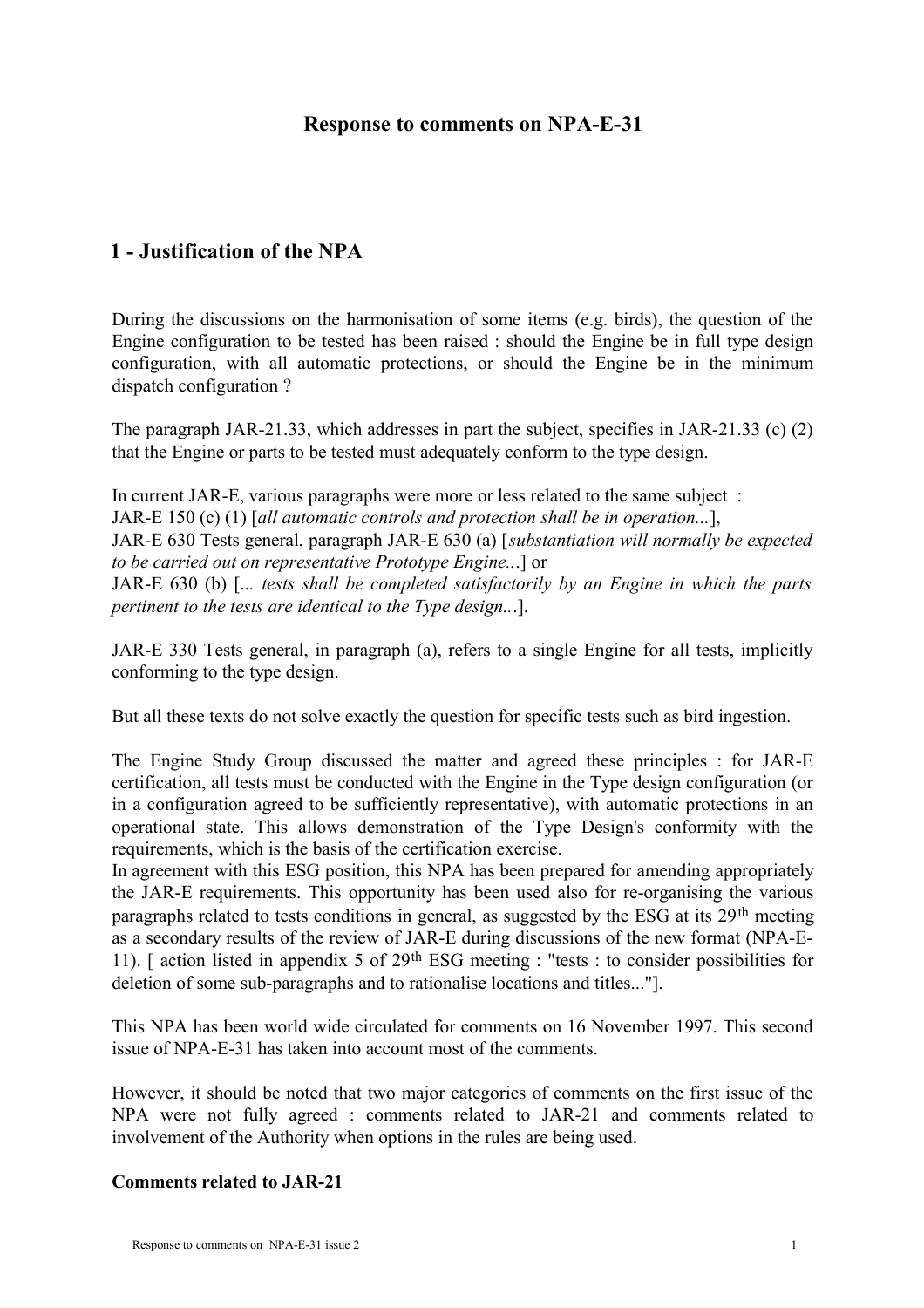# Response to comments on NPA-E-31

## 1 - Justification of the NPA

During the discussions on the harmonisation of some items (e.g. birds), the question of the Engine configuration to be tested has been raised : should the Engine be in full type design configuration, with all automatic protections, or should the Engine be in the minimum dispatch configuration ?

The paragraph JAR-21.33, which addresses in part the subject, specifies in JAR-21.33 (c) (2) that the Engine or parts to be tested must adequately conform to the type design.

In current JAR-E, various paragraphs were more or less related to the same subject :
JAR-E 150 (c) (1) [*all automatic controls and protection shall be in operation...*],
JAR-E 630 Tests general, paragraph JAR-E 630 (a) [*substantiation will normally be expected to be carried out on representative Prototype Engine...*] or
JAR-E 630 (b) [*... tests shall be completed satisfactorily by an Engine in which the parts pertinent to the tests are identical to the Type design...*].

JAR-E 330 Tests general, in paragraph (a), refers to a single Engine for all tests, implicitly conforming to the type design.

But all these texts do not solve exactly the question for specific tests such as bird ingestion.

The Engine Study Group discussed the matter and agreed these principles : for JAR-E certification, all tests must be conducted with the Engine in the Type design configuration (or in a configuration agreed to be sufficiently representative), with automatic protections in an operational state. This allows demonstration of the Type Design's conformity with the requirements, which is the basis of the certification exercise.
In agreement with this ESG position, this NPA has been prepared for amending appropriately the JAR-E requirements. This opportunity has been used also for re-organising the various paragraphs related to tests conditions in general, as suggested by the ESG at its 29th meeting as a secondary results of the review of JAR-E during discussions of the new format (NPA-E-11). [ action listed in appendix 5 of 29th ESG meeting : "tests : to consider possibilities for deletion of some sub-paragraphs and to rationalise locations and titles..."].

This NPA has been world wide circulated for comments on 16 November 1997. This second issue of NPA-E-31 has taken into account most of the comments.

However, it should be noted that two major categories of comments on the first issue of the NPA were not fully agreed : comments related to JAR-21 and comments related to involvement of the Authority when options in the rules are being used.

**Comments related to JAR-21**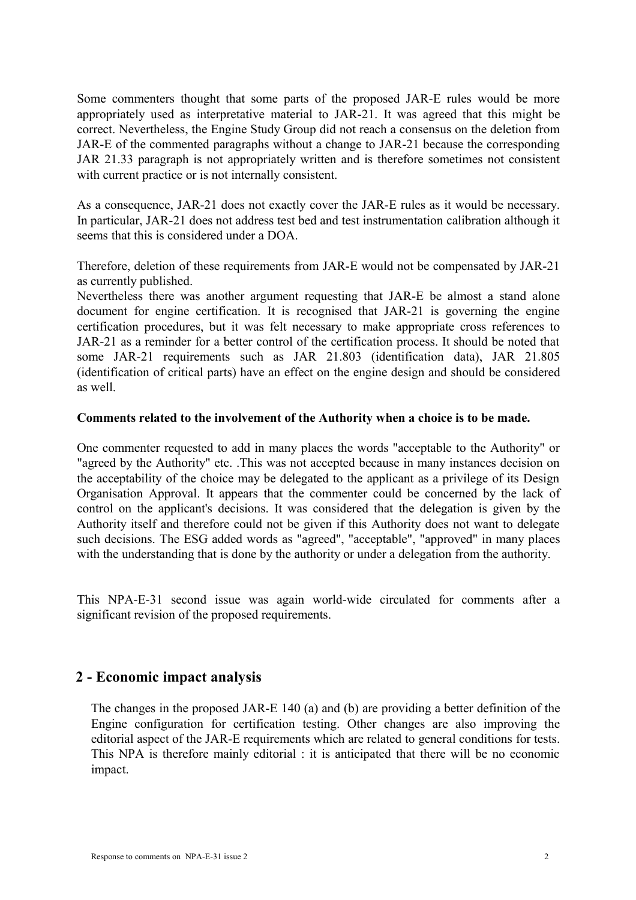Some commenters thought that some parts of the proposed JAR-E rules would be more appropriately used as interpretative material to JAR-21. It was agreed that this might be correct. Nevertheless, the Engine Study Group did not reach a consensus on the deletion from JAR-E of the commented paragraphs without a change to JAR-21 because the corresponding JAR 21.33 paragraph is not appropriately written and is therefore sometimes not consistent with current practice or is not internally consistent.

As a consequence, JAR-21 does not exactly cover the JAR-E rules as it would be necessary. In particular, JAR-21 does not address test bed and test instrumentation calibration although it seems that this is considered under a DOA.

Therefore, deletion of these requirements from JAR-E would not be compensated by JAR-21 as currently published.
Nevertheless there was another argument requesting that JAR-E be almost a stand alone document for engine certification. It is recognised that JAR-21 is governing the engine certification procedures, but it was felt necessary to make appropriate cross references to JAR-21 as a reminder for a better control of the certification process. It should be noted that some JAR-21 requirements such as JAR 21.803 (identification data), JAR 21.805 (identification of critical parts) have an effect on the engine design and should be considered as well.

**Comments related to the involvement of the Authority when a choice is to be made.**

One commenter requested to add in many places the words "acceptable to the Authority" or "agreed by the Authority" etc. .This was not accepted because in many instances decision on the acceptability of the choice may be delegated to the applicant as a privilege of its Design Organisation Approval. It appears that the commenter could be concerned by the lack of control on the applicant's decisions. It was considered that the delegation is given by the Authority itself and therefore could not be given if this Authority does not want to delegate such decisions. The ESG added words as "agreed", "acceptable", "approved" in many places with the understanding that is done by the authority or under a delegation from the authority.

This NPA-E-31 second issue was again world-wide circulated for comments after a significant revision of the proposed requirements.

## 2 - Economic impact analysis

The changes in the proposed JAR-E 140 (a) and (b) are providing a better definition of the Engine configuration for certification testing. Other changes are also improving the editorial aspect of the JAR-E requirements which are related to general conditions for tests. This NPA is therefore mainly editorial : it is anticipated that there will be no economic impact.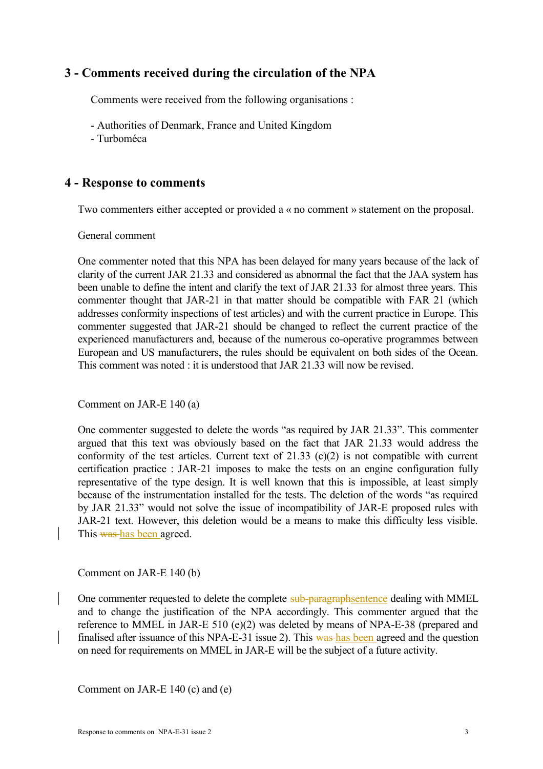## 3 - Comments received during the circulation of the NPA

Comments were received from the following organisations :

- Authorities of Denmark, France and United Kingdom
- Turboméca

## 4 - Response to comments

Two commenters either accepted or provided a « no comment » statement on the proposal.

General comment

One commenter noted that this NPA has been delayed for many years because of the lack of clarity of the current JAR 21.33 and considered as abnormal the fact that the JAA system has been unable to define the intent and clarify the text of JAR 21.33 for almost three years. This commenter thought that JAR-21 in that matter should be compatible with FAR 21 (which addresses conformity inspections of test articles) and with the current practice in Europe. This commenter suggested that JAR-21 should be changed to reflect the current practice of the experienced manufacturers and, because of the numerous co-operative programmes between European and US manufacturers, the rules should be equivalent on both sides of the Ocean. This comment was noted : it is understood that JAR 21.33 will now be revised.

Comment on JAR-E 140 (a)

One commenter suggested to delete the words “as required by JAR 21.33”. This commenter argued that this text was obviously based on the fact that JAR 21.33 would address the conformity of the test articles. Current text of 21.33 (c)(2) is not compatible with current certification practice : JAR-21 imposes to make the tests on an engine configuration fully representative of the type design. It is well known that this is impossible, at least simply because of the instrumentation installed for the tests. The deletion of the words “as required by JAR 21.33” would not solve the issue of incompatibility of JAR-E proposed rules with JAR-21 text. However, this deletion would be a means to make this difficulty less visible. This ~~was~~ has been agreed.

Comment on JAR-E 140 (b)

One commenter requested to delete the complete ~~sub-paragraph~~sentence dealing with MMEL and to change the justification of the NPA accordingly. This commenter argued that the reference to MMEL in JAR-E 510 (e)(2) was deleted by means of NPA-E-38 (prepared and finalised after issuance of this NPA-E-31 issue 2). This ~~was~~ has been agreed and the question on need for requirements on MMEL in JAR-E will be the subject of a future activity.

Comment on JAR-E 140 (c) and (e)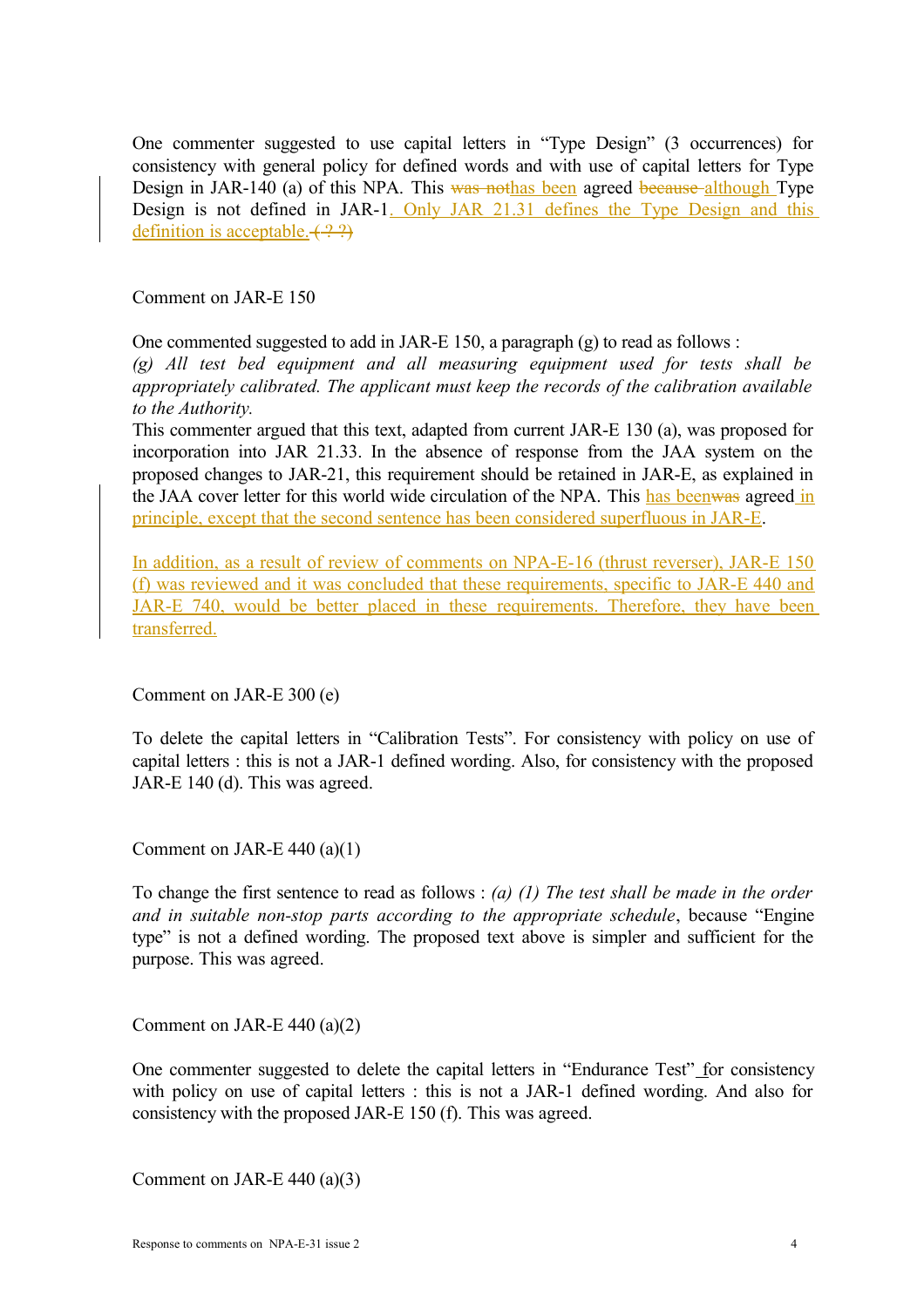One commenter suggested to use capital letters in “Type Design” (3 occurrences) for consistency with general policy for defined words and with use of capital letters for Type Design in JAR-140 (a) of this NPA. This ~~was not~~has been agreed ~~because~~ although Type Design is not defined in JAR-1. Only JAR 21.31 defines the Type Design and this definition is acceptable. ~~( ? ?)~~

Comment on JAR-E 150

One commented suggested to add in JAR-E 150, a paragraph (g) to read as follows :
*(g) All test bed equipment and all measuring equipment used for tests shall be appropriately calibrated. The applicant must keep the records of the calibration available to the Authority.*
This commenter argued that this text, adapted from current JAR-E 130 (a), was proposed for incorporation into JAR 21.33. In the absence of response from the JAA system on the proposed changes to JAR-21, this requirement should be retained in JAR-E, as explained in the JAA cover letter for this world wide circulation of the NPA. This has been~~was~~ agreed in principle, except that the second sentence has been considered superfluous in JAR-E.

In addition, as a result of review of comments on NPA-E-16 (thrust reverser), JAR-E 150 (f) was reviewed and it was concluded that these requirements, specific to JAR-E 440 and JAR-E 740, would be better placed in these requirements. Therefore, they have been transferred.

Comment on JAR-E 300 (e)

To delete the capital letters in “Calibration Tests”. For consistency with policy on use of capital letters : this is not a JAR-1 defined wording. Also, for consistency with the proposed JAR-E 140 (d). This was agreed.

Comment on JAR-E 440 (a)(1)

To change the first sentence to read as follows : *(a) (1) The test shall be made in the order and in suitable non-stop parts according to the appropriate schedule*, because “Engine type” is not a defined wording. The proposed text above is simpler and sufficient for the purpose. This was agreed.

Comment on JAR-E 440 (a)(2)

One commenter suggested to delete the capital letters in “Endurance Test” for consistency with policy on use of capital letters : this is not a JAR-1 defined wording. And also for consistency with the proposed JAR-E 150 (f). This was agreed.

Comment on JAR-E 440 (a)(3)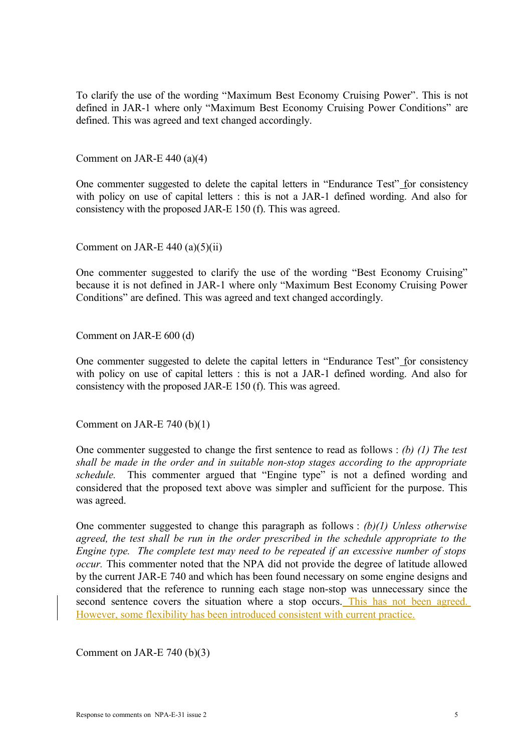To clarify the use of the wording "Maximum Best Economy Cruising Power". This is not defined in JAR-1 where only "Maximum Best Economy Cruising Power Conditions" are defined. This was agreed and text changed accordingly.

Comment on JAR-E 440 (a)(4)

One commenter suggested to delete the capital letters in "Endurance Test" for consistency with policy on use of capital letters : this is not a JAR-1 defined wording. And also for consistency with the proposed JAR-E 150 (f). This was agreed.

Comment on JAR-E 440 (a)(5)(ii)

One commenter suggested to clarify the use of the wording "Best Economy Cruising" because it is not defined in JAR-1 where only "Maximum Best Economy Cruising Power Conditions" are defined. This was agreed and text changed accordingly.

Comment on JAR-E 600 (d)

One commenter suggested to delete the capital letters in "Endurance Test" for consistency with policy on use of capital letters : this is not a JAR-1 defined wording. And also for consistency with the proposed JAR-E 150 (f). This was agreed.

Comment on JAR-E 740 (b)(1)

One commenter suggested to change the first sentence to read as follows : *(b) (1) The test shall be made in the order and in suitable non-stop stages according to the appropriate schedule.* This commenter argued that "Engine type" is not a defined wording and considered that the proposed text above was simpler and sufficient for the purpose. This was agreed.

One commenter suggested to change this paragraph as follows : *(b)(1) Unless otherwise agreed, the test shall be run in the order prescribed in the schedule appropriate to the Engine type. The complete test may need to be repeated if an excessive number of stops occur.* This commenter noted that the NPA did not provide the degree of latitude allowed by the current JAR-E 740 and which has been found necessary on some engine designs and considered that the reference to running each stage non-stop was unnecessary since the second sentence covers the situation where a stop occurs. This has not been agreed. However, some flexibility has been introduced consistent with current practice.

Comment on JAR-E 740 (b)(3)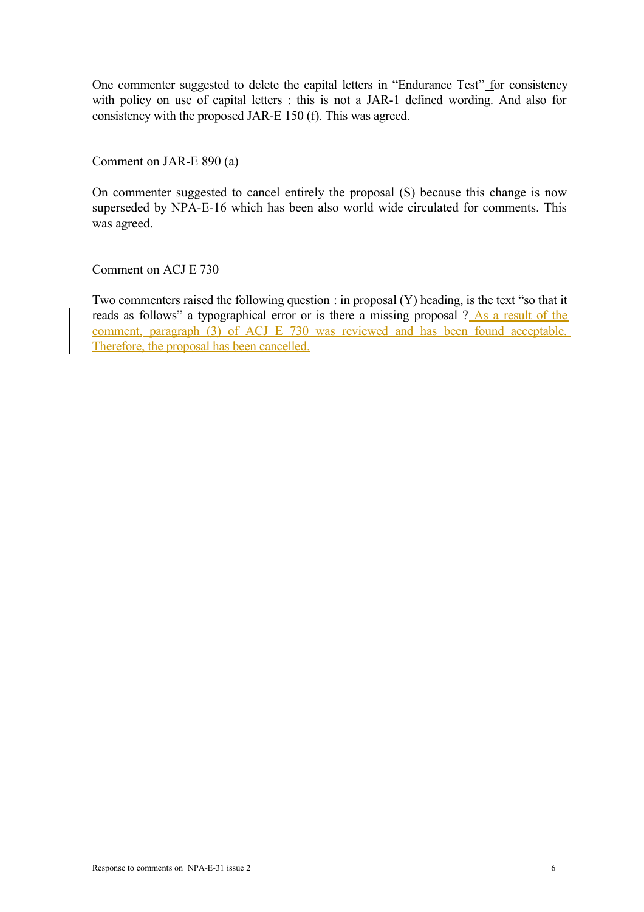One commenter suggested to delete the capital letters in "Endurance Test" for consistency with policy on use of capital letters : this is not a JAR-1 defined wording. And also for consistency with the proposed JAR-E 150 (f). This was agreed.

Comment on JAR-E 890 (a)

On commenter suggested to cancel entirely the proposal (S) because this change is now superseded by NPA-E-16 which has been also world wide circulated for comments. This was agreed.

Comment on ACJ E 730

Two commenters raised the following question : in proposal (Y) heading, is the text "so that it reads as follows" a typographical error or is there a missing proposal ? As a result of the comment, paragraph (3) of ACJ E 730 was reviewed and has been found acceptable. Therefore, the proposal has been cancelled.